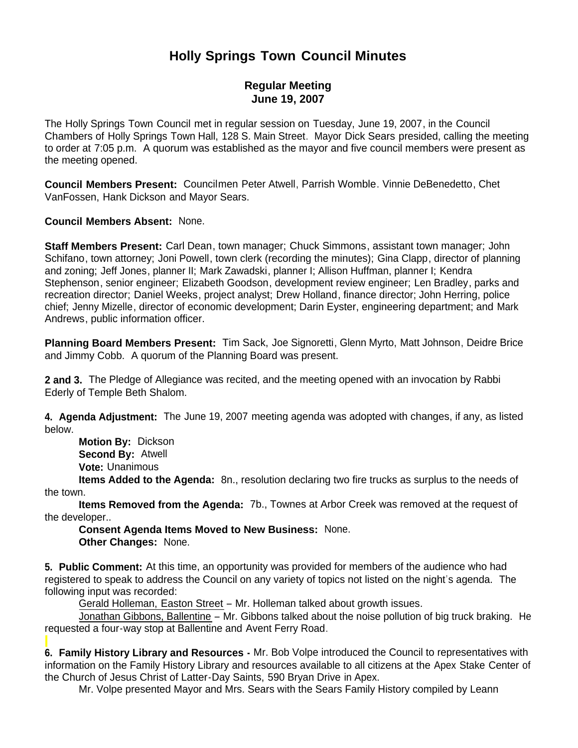# Holly Springs Town Council Minutes

## Regular Meeting
## June 19, 2007

The Holly Springs Town Council met in regular session on Tuesday, June 19, 2007, in the Council Chambers of Holly Springs Town Hall, 128 S. Main Street. Mayor Dick Sears presided, calling the meeting to order at 7:05 p.m. A quorum was established as the mayor and five council members were present as the meeting opened.

**Council Members Present:** Councilmen Peter Atwell, Parrish Womble. Vinnie DeBenedetto, Chet VanFossen, Hank Dickson and Mayor Sears.

**Council Members Absent:** None.

**Staff Members Present:** Carl Dean, town manager; Chuck Simmons, assistant town manager; John Schifano, town attorney; Joni Powell, town clerk (recording the minutes); Gina Clapp, director of planning and zoning; Jeff Jones, planner II; Mark Zawadski, planner I; Allison Huffman, planner I; Kendra Stephenson, senior engineer; Elizabeth Goodson, development review engineer; Len Bradley, parks and recreation director; Daniel Weeks, project analyst; Drew Holland, finance director; John Herring, police chief; Jenny Mizelle, director of economic development; Darin Eyster, engineering department; and Mark Andrews, public information officer.

**Planning Board Members Present:** Tim Sack, Joe Signoretti, Glenn Myrto, Matt Johnson, Deidre Brice and Jimmy Cobb. A quorum of the Planning Board was present.

**2 and 3.** The Pledge of Allegiance was recited, and the meeting opened with an invocation by Rabbi Ederly of Temple Beth Shalom.

**4. Agenda Adjustment:** The June 19, 2007 meeting agenda was adopted with changes, if any, as listed below.

**Motion By:** Dickson
**Second By:** Atwell
**Vote:** Unanimous

**Items Added to the Agenda:** 8n., resolution declaring two fire trucks as surplus to the needs of the town.

**Items Removed from the Agenda:** 7b., Townes at Arbor Creek was removed at the request of the developer..

**Consent Agenda Items Moved to New Business:** None.
**Other Changes:** None.

**5. Public Comment:** At this time, an opportunity was provided for members of the audience who had registered to speak to address the Council on any variety of topics not listed on the night's agenda. The following input was recorded:

Gerald Holleman, Easton Street – Mr. Holleman talked about growth issues.

Jonathan Gibbons, Ballentine – Mr. Gibbons talked about the noise pollution of big truck braking. He requested a four-way stop at Ballentine and Avent Ferry Road.

**6. Family History Library and Resources -** Mr. Bob Volpe introduced the Council to representatives with information on the Family History Library and resources available to all citizens at the Apex Stake Center of the Church of Jesus Christ of Latter-Day Saints, 590 Bryan Drive in Apex.

Mr. Volpe presented Mayor and Mrs. Sears with the Sears Family History compiled by Leann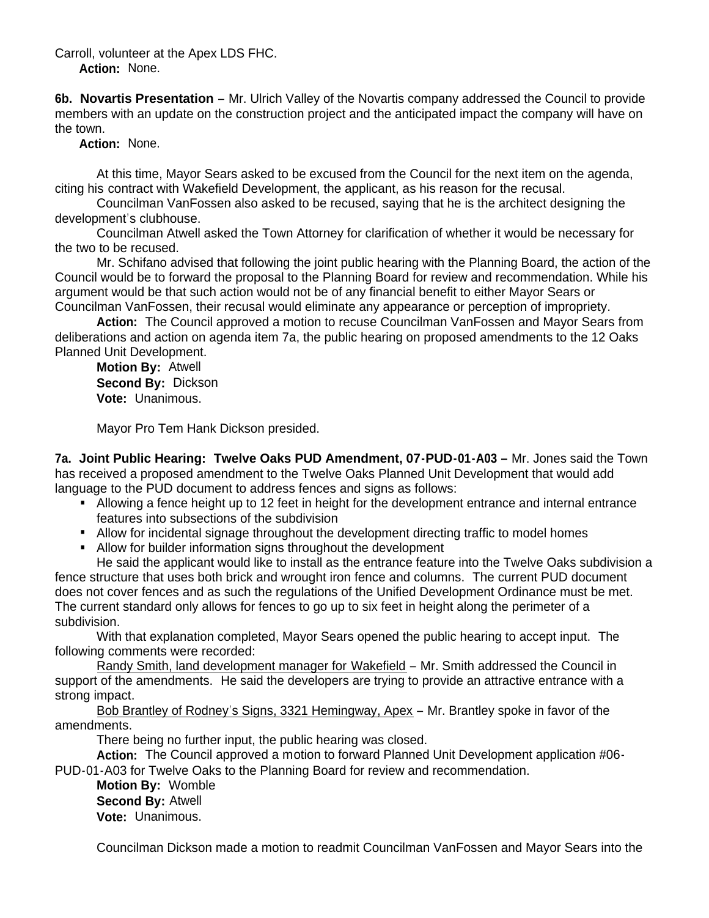Carroll, volunteer at the Apex LDS FHC.

**Action:** None.

**6b. Novartis Presentation** – Mr. Ulrich Valley of the Novartis company addressed the Council to provide members with an update on the construction project and the anticipated impact the company will have on the town.

**Action:** None.

At this time, Mayor Sears asked to be excused from the Council for the next item on the agenda, citing his contract with Wakefield Development, the applicant, as his reason for the recusal.

Councilman VanFossen also asked to be recused, saying that he is the architect designing the development's clubhouse.

Councilman Atwell asked the Town Attorney for clarification of whether it would be necessary for the two to be recused.

Mr. Schifano advised that following the joint public hearing with the Planning Board, the action of the Council would be to forward the proposal to the Planning Board for review and recommendation. While his argument would be that such action would not be of any financial benefit to either Mayor Sears or Councilman VanFossen, their recusal would eliminate any appearance or perception of impropriety.

**Action:** The Council approved a motion to recuse Councilman VanFossen and Mayor Sears from deliberations and action on agenda item 7a, the public hearing on proposed amendments to the 12 Oaks Planned Unit Development.

**Motion By:** Atwell
**Second By:** Dickson
**Vote:** Unanimous.

Mayor Pro Tem Hank Dickson presided.

**7a. Joint Public Hearing: Twelve Oaks PUD Amendment, 07-PUD-01-A03 –** Mr. Jones said the Town has received a proposed amendment to the Twelve Oaks Planned Unit Development that would add language to the PUD document to address fences and signs as follows:

- Allowing a fence height up to 12 feet in height for the development entrance and internal entrance features into subsections of the subdivision
- Allow for incidental signage throughout the development directing traffic to model homes
- Allow for builder information signs throughout the development

He said the applicant would like to install as the entrance feature into the Twelve Oaks subdivision a fence structure that uses both brick and wrought iron fence and columns. The current PUD document does not cover fences and as such the regulations of the Unified Development Ordinance must be met. The current standard only allows for fences to go up to six feet in height along the perimeter of a subdivision.

With that explanation completed, Mayor Sears opened the public hearing to accept input. The following comments were recorded:

Randy Smith, land development manager for Wakefield – Mr. Smith addressed the Council in support of the amendments. He said the developers are trying to provide an attractive entrance with a strong impact.

Bob Brantley of Rodney's Signs, 3321 Hemingway, Apex – Mr. Brantley spoke in favor of the amendments.

There being no further input, the public hearing was closed.

**Action:** The Council approved a motion to forward Planned Unit Development application #06-PUD-01-A03 for Twelve Oaks to the Planning Board for review and recommendation.

**Motion By:** Womble
**Second By:** Atwell
**Vote:** Unanimous.

Councilman Dickson made a motion to readmit Councilman VanFossen and Mayor Sears into the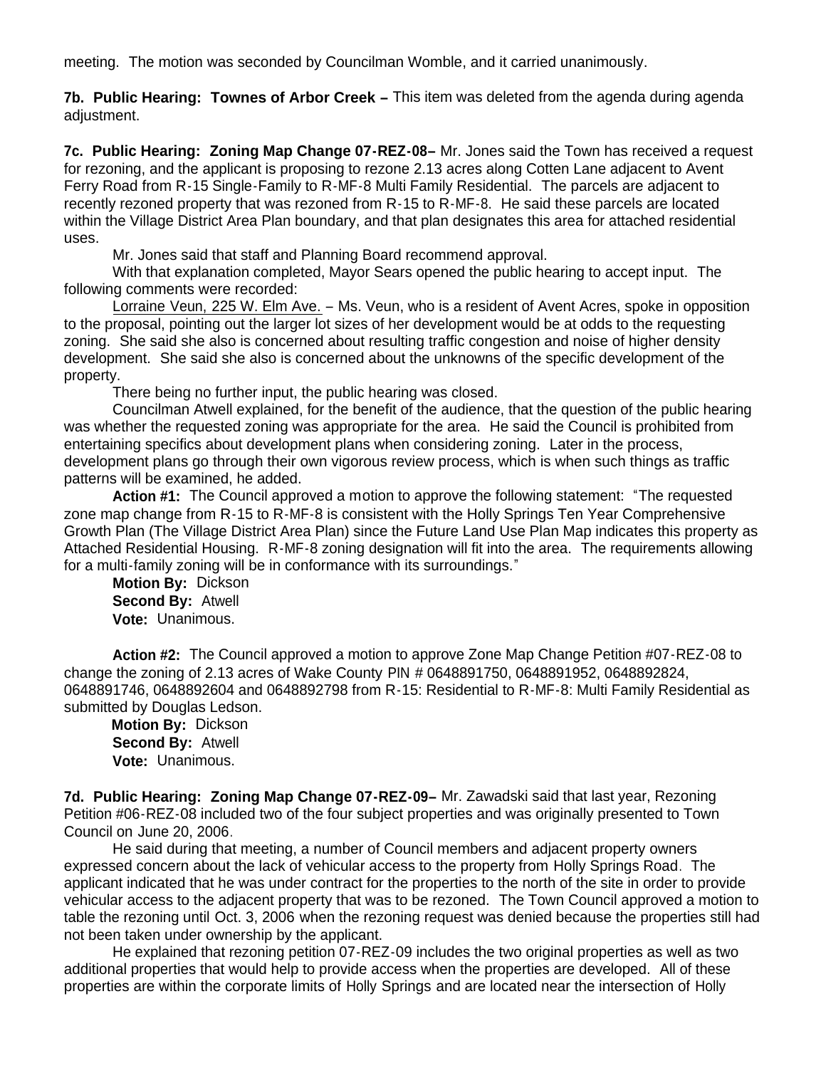meeting. The motion was seconded by Councilman Womble, and it carried unanimously.

**7b. Public Hearing: Townes of Arbor Creek –** This item was deleted from the agenda during agenda adjustment.

**7c. Public Hearing: Zoning Map Change 07-REZ-08–** Mr. Jones said the Town has received a request for rezoning, and the applicant is proposing to rezone 2.13 acres along Cotten Lane adjacent to Avent Ferry Road from R-15 Single-Family to R-MF-8 Multi Family Residential. The parcels are adjacent to recently rezoned property that was rezoned from R-15 to R-MF-8. He said these parcels are located within the Village District Area Plan boundary, and that plan designates this area for attached residential uses.

Mr. Jones said that staff and Planning Board recommend approval.

With that explanation completed, Mayor Sears opened the public hearing to accept input. The following comments were recorded:

Lorraine Veun, 225 W. Elm Ave. – Ms. Veun, who is a resident of Avent Acres, spoke in opposition to the proposal, pointing out the larger lot sizes of her development would be at odds to the requesting zoning. She said she also is concerned about resulting traffic congestion and noise of higher density development. She said she also is concerned about the unknowns of the specific development of the property.

There being no further input, the public hearing was closed.

Councilman Atwell explained, for the benefit of the audience, that the question of the public hearing was whether the requested zoning was appropriate for the area. He said the Council is prohibited from entertaining specifics about development plans when considering zoning. Later in the process, development plans go through their own vigorous review process, which is when such things as traffic patterns will be examined, he added.

**Action #1:** The Council approved a motion to approve the following statement: "The requested zone map change from R-15 to R-MF-8 is consistent with the Holly Springs Ten Year Comprehensive Growth Plan (The Village District Area Plan) since the Future Land Use Plan Map indicates this property as Attached Residential Housing. R-MF-8 zoning designation will fit into the area. The requirements allowing for a multi-family zoning will be in conformance with its surroundings."

**Motion By:** Dickson
**Second By:** Atwell
**Vote:** Unanimous.

**Action #2:** The Council approved a motion to approve Zone Map Change Petition #07-REZ-08 to change the zoning of 2.13 acres of Wake County PIN # 0648891750, 0648891952, 0648892824, 0648891746, 0648892604 and 0648892798 from R-15: Residential to R-MF-8: Multi Family Residential as submitted by Douglas Ledson.

**Motion By:** Dickson
**Second By:** Atwell
**Vote:** Unanimous.

**7d. Public Hearing: Zoning Map Change 07-REZ-09–** Mr. Zawadski said that last year, Rezoning Petition #06-REZ-08 included two of the four subject properties and was originally presented to Town Council on June 20, 2006.

He said during that meeting, a number of Council members and adjacent property owners expressed concern about the lack of vehicular access to the property from Holly Springs Road. The applicant indicated that he was under contract for the properties to the north of the site in order to provide vehicular access to the adjacent property that was to be rezoned. The Town Council approved a motion to table the rezoning until Oct. 3, 2006 when the rezoning request was denied because the properties still had not been taken under ownership by the applicant.

He explained that rezoning petition 07-REZ-09 includes the two original properties as well as two additional properties that would help to provide access when the properties are developed. All of these properties are within the corporate limits of Holly Springs and are located near the intersection of Holly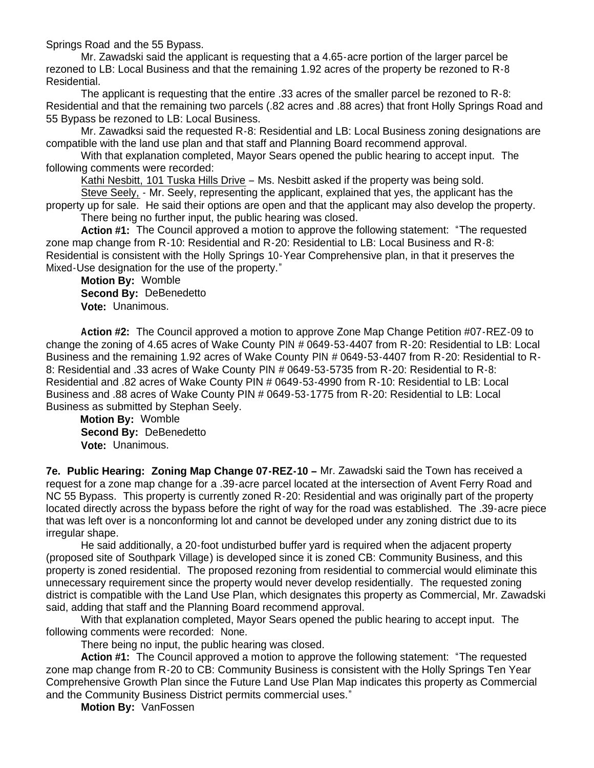Springs Road and the 55 Bypass.

Mr. Zawadski said the applicant is requesting that a 4.65-acre portion of the larger parcel be rezoned to LB: Local Business and that the remaining 1.92 acres of the property be rezoned to R-8 Residential.

The applicant is requesting that the entire .33 acres of the smaller parcel be rezoned to R-8: Residential and that the remaining two parcels (.82 acres and .88 acres) that front Holly Springs Road and 55 Bypass be rezoned to LB: Local Business.

Mr. Zawadksi said the requested R-8: Residential and LB: Local Business zoning designations are compatible with the land use plan and that staff and Planning Board recommend approval.

With that explanation completed, Mayor Sears opened the public hearing to accept input. The following comments were recorded:

Kathi Nesbitt, 101 Tuska Hills Drive – Ms. Nesbitt asked if the property was being sold.

Steve Seely, - Mr. Seely, representing the applicant, explained that yes, the applicant has the property up for sale. He said their options are open and that the applicant may also develop the property.

There being no further input, the public hearing was closed.

**Action #1:** The Council approved a motion to approve the following statement: "The requested zone map change from R-10: Residential and R-20: Residential to LB: Local Business and R-8: Residential is consistent with the Holly Springs 10-Year Comprehensive plan, in that it preserves the Mixed-Use designation for the use of the property."

**Motion By:** Womble
**Second By:** DeBenedetto
**Vote:** Unanimous.

**Action #2:** The Council approved a motion to approve Zone Map Change Petition #07-REZ-09 to change the zoning of 4.65 acres of Wake County PIN # 0649-53-4407 from R-20: Residential to LB: Local Business and the remaining 1.92 acres of Wake County PIN # 0649-53-4407 from R-20: Residential to R-8: Residential and .33 acres of Wake County PIN # 0649-53-5735 from R-20: Residential to R-8: Residential and .82 acres of Wake County PIN # 0649-53-4990 from R-10: Residential to LB: Local Business and .88 acres of Wake County PIN # 0649-53-1775 from R-20: Residential to LB: Local Business as submitted by Stephan Seely.

**Motion By:** Womble
**Second By:** DeBenedetto
**Vote:** Unanimous.

**7e. Public Hearing: Zoning Map Change 07-REZ-10 –** Mr. Zawadski said the Town has received a request for a zone map change for a .39-acre parcel located at the intersection of Avent Ferry Road and NC 55 Bypass. This property is currently zoned R-20: Residential and was originally part of the property located directly across the bypass before the right of way for the road was established. The .39-acre piece that was left over is a nonconforming lot and cannot be developed under any zoning district due to its irregular shape.

He said additionally, a 20-foot undisturbed buffer yard is required when the adjacent property (proposed site of Southpark Village) is developed since it is zoned CB: Community Business, and this property is zoned residential. The proposed rezoning from residential to commercial would eliminate this unnecessary requirement since the property would never develop residentially. The requested zoning district is compatible with the Land Use Plan, which designates this property as Commercial, Mr. Zawadski said, adding that staff and the Planning Board recommend approval.

With that explanation completed, Mayor Sears opened the public hearing to accept input. The following comments were recorded: None.

There being no input, the public hearing was closed.

**Action #1:** The Council approved a motion to approve the following statement: "The requested zone map change from R-20 to CB: Community Business is consistent with the Holly Springs Ten Year Comprehensive Growth Plan since the Future Land Use Plan Map indicates this property as Commercial and the Community Business District permits commercial uses."

**Motion By:** VanFossen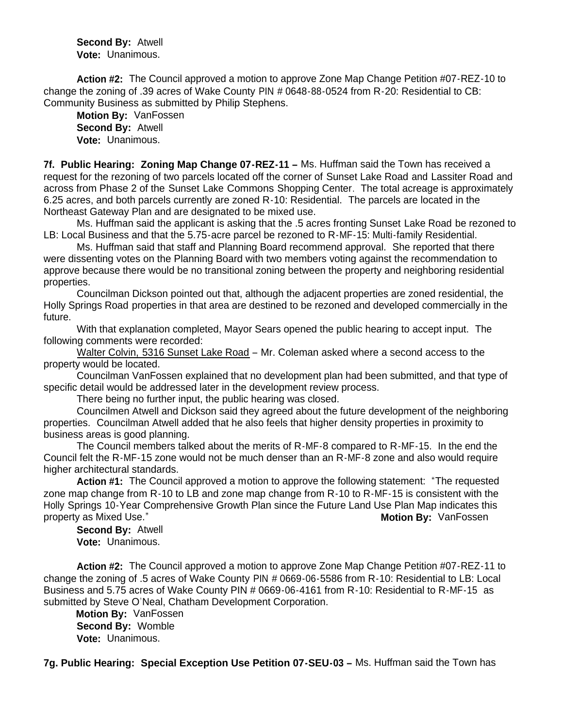**Second By:** Atwell
**Vote:** Unanimous.

**Action #2:** The Council approved a motion to approve Zone Map Change Petition #07-REZ-10 to change the zoning of .39 acres of Wake County PIN # 0648-88-0524 from R-20: Residential to CB: Community Business as submitted by Philip Stephens.

**Motion By:** VanFossen
**Second By:** Atwell
**Vote:** Unanimous.

**7f. Public Hearing: Zoning Map Change 07-REZ-11 –** Ms. Huffman said the Town has received a request for the rezoning of two parcels located off the corner of Sunset Lake Road and Lassiter Road and across from Phase 2 of the Sunset Lake Commons Shopping Center. The total acreage is approximately 6.25 acres, and both parcels currently are zoned R-10: Residential. The parcels are located in the Northeast Gateway Plan and are designated to be mixed use.

Ms. Huffman said the applicant is asking that the .5 acres fronting Sunset Lake Road be rezoned to LB: Local Business and that the 5.75-acre parcel be rezoned to R-MF-15: Multi-family Residential.

Ms. Huffman said that staff and Planning Board recommend approval. She reported that there were dissenting votes on the Planning Board with two members voting against the recommendation to approve because there would be no transitional zoning between the property and neighboring residential properties.

Councilman Dickson pointed out that, although the adjacent properties are zoned residential, the Holly Springs Road properties in that area are destined to be rezoned and developed commercially in the future.

With that explanation completed, Mayor Sears opened the public hearing to accept input. The following comments were recorded:

Walter Colvin, 5316 Sunset Lake Road – Mr. Coleman asked where a second access to the property would be located.

Councilman VanFossen explained that no development plan had been submitted, and that type of specific detail would be addressed later in the development review process.

There being no further input, the public hearing was closed.

Councilmen Atwell and Dickson said they agreed about the future development of the neighboring properties. Councilman Atwell added that he also feels that higher density properties in proximity to business areas is good planning.

The Council members talked about the merits of R-MF-8 compared to R-MF-15. In the end the Council felt the R-MF-15 zone would not be much denser than an R-MF-8 zone and also would require higher architectural standards.

**Action #1:** The Council approved a motion to approve the following statement: "The requested zone map change from R-10 to LB and zone map change from R-10 to R-MF-15 is consistent with the Holly Springs 10-Year Comprehensive Growth Plan since the Future Land Use Plan Map indicates this property as Mixed Use." **Motion By:** VanFossen

**Second By:** Atwell
**Vote:** Unanimous.

**Action #2:** The Council approved a motion to approve Zone Map Change Petition #07-REZ-11 to change the zoning of .5 acres of Wake County PIN # 0669-06-5586 from R-10: Residential to LB: Local Business and 5.75 acres of Wake County PIN # 0669-06-4161 from R-10: Residential to R-MF-15 as submitted by Steve O'Neal, Chatham Development Corporation.

**Motion By:** VanFossen
**Second By:** Womble
**Vote:** Unanimous.

**7g. Public Hearing: Special Exception Use Petition 07-SEU-03 –** Ms. Huffman said the Town has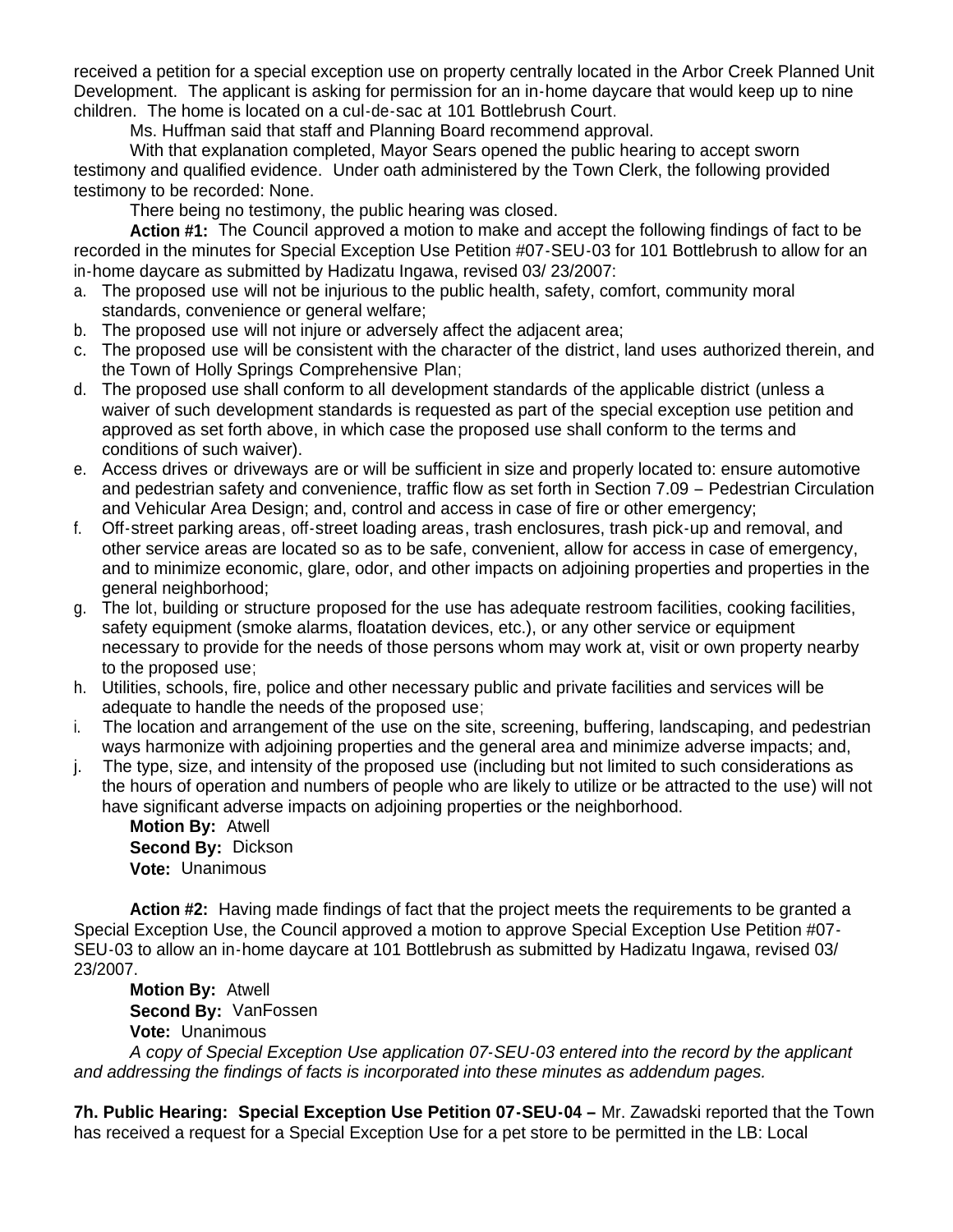received a petition for a special exception use on property centrally located in the Arbor Creek Planned Unit Development. The applicant is asking for permission for an in-home daycare that would keep up to nine children. The home is located on a cul-de-sac at 101 Bottlebrush Court.

Ms. Huffman said that staff and Planning Board recommend approval.

With that explanation completed, Mayor Sears opened the public hearing to accept sworn testimony and qualified evidence. Under oath administered by the Town Clerk, the following provided testimony to be recorded: None.

There being no testimony, the public hearing was closed.

**Action #1:** The Council approved a motion to make and accept the following findings of fact to be recorded in the minutes for Special Exception Use Petition #07-SEU-03 for 101 Bottlebrush to allow for an in-home daycare as submitted by Hadizatu Ingawa, revised 03/ 23/2007:

a. The proposed use will not be injurious to the public health, safety, comfort, community moral standards, convenience or general welfare;
b. The proposed use will not injure or adversely affect the adjacent area;
c. The proposed use will be consistent with the character of the district, land uses authorized therein, and the Town of Holly Springs Comprehensive Plan;
d. The proposed use shall conform to all development standards of the applicable district (unless a waiver of such development standards is requested as part of the special exception use petition and approved as set forth above, in which case the proposed use shall conform to the terms and conditions of such waiver).
e. Access drives or driveways are or will be sufficient in size and properly located to: ensure automotive and pedestrian safety and convenience, traffic flow as set forth in Section 7.09 – Pedestrian Circulation and Vehicular Area Design; and, control and access in case of fire or other emergency;
f. Off-street parking areas, off-street loading areas, trash enclosures, trash pick-up and removal, and other service areas are located so as to be safe, convenient, allow for access in case of emergency, and to minimize economic, glare, odor, and other impacts on adjoining properties and properties in the general neighborhood;
g. The lot, building or structure proposed for the use has adequate restroom facilities, cooking facilities, safety equipment (smoke alarms, floatation devices, etc.), or any other service or equipment necessary to provide for the needs of those persons whom may work at, visit or own property nearby to the proposed use;
h. Utilities, schools, fire, police and other necessary public and private facilities and services will be adequate to handle the needs of the proposed use;
i. The location and arrangement of the use on the site, screening, buffering, landscaping, and pedestrian ways harmonize with adjoining properties and the general area and minimize adverse impacts; and,
j. The type, size, and intensity of the proposed use (including but not limited to such considerations as the hours of operation and numbers of people who are likely to utilize or be attracted to the use) will not have significant adverse impacts on adjoining properties or the neighborhood.

**Motion By:** Atwell
**Second By:** Dickson
**Vote:** Unanimous

**Action #2:** Having made findings of fact that the project meets the requirements to be granted a Special Exception Use, the Council approved a motion to approve Special Exception Use Petition #07-SEU-03 to allow an in-home daycare at 101 Bottlebrush as submitted by Hadizatu Ingawa, revised 03/ 23/2007.

**Motion By:** Atwell
**Second By:** VanFossen
**Vote:** Unanimous

*A copy of Special Exception Use application 07-SEU-03 entered into the record by the applicant and addressing the findings of facts is incorporated into these minutes as addendum pages.*

**7h. Public Hearing: Special Exception Use Petition 07-SEU-04 –** Mr. Zawadski reported that the Town has received a request for a Special Exception Use for a pet store to be permitted in the LB: Local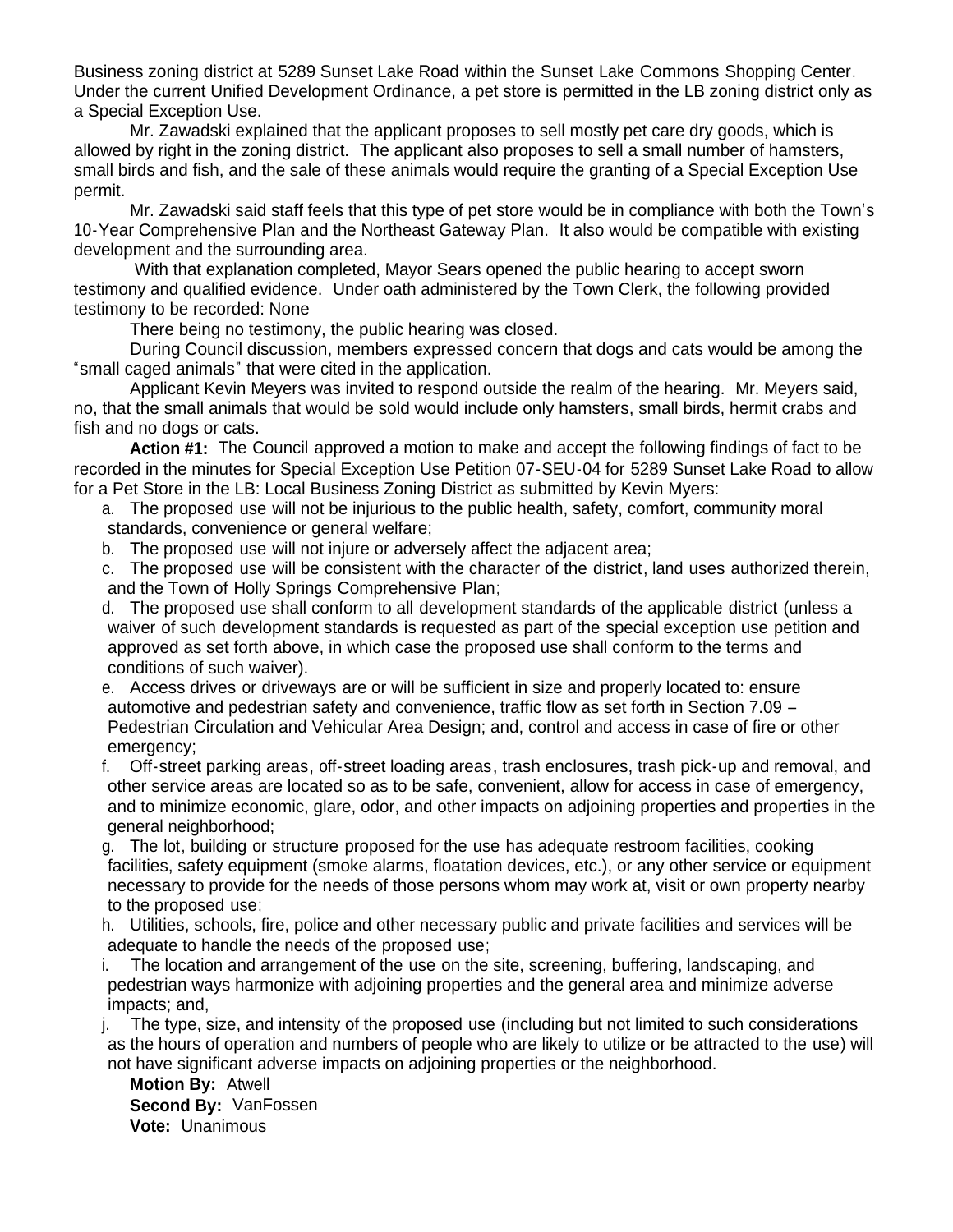Business zoning district at 5289 Sunset Lake Road within the Sunset Lake Commons Shopping Center. Under the current Unified Development Ordinance, a pet store is permitted in the LB zoning district only as a Special Exception Use.

Mr. Zawadski explained that the applicant proposes to sell mostly pet care dry goods, which is allowed by right in the zoning district. The applicant also proposes to sell a small number of hamsters, small birds and fish, and the sale of these animals would require the granting of a Special Exception Use permit.

Mr. Zawadski said staff feels that this type of pet store would be in compliance with both the Town's 10-Year Comprehensive Plan and the Northeast Gateway Plan. It also would be compatible with existing development and the surrounding area.

With that explanation completed, Mayor Sears opened the public hearing to accept sworn testimony and qualified evidence. Under oath administered by the Town Clerk, the following provided testimony to be recorded: None

There being no testimony, the public hearing was closed.

During Council discussion, members expressed concern that dogs and cats would be among the "small caged animals" that were cited in the application.

Applicant Kevin Meyers was invited to respond outside the realm of the hearing. Mr. Meyers said, no, that the small animals that would be sold would include only hamsters, small birds, hermit crabs and fish and no dogs or cats.

**Action #1:** The Council approved a motion to make and accept the following findings of fact to be recorded in the minutes for Special Exception Use Petition 07-SEU-04 for 5289 Sunset Lake Road to allow for a Pet Store in the LB: Local Business Zoning District as submitted by Kevin Myers:

a. The proposed use will not be injurious to the public health, safety, comfort, community moral standards, convenience or general welfare;

b. The proposed use will not injure or adversely affect the adjacent area;

c. The proposed use will be consistent with the character of the district, land uses authorized therein, and the Town of Holly Springs Comprehensive Plan;

d. The proposed use shall conform to all development standards of the applicable district (unless a waiver of such development standards is requested as part of the special exception use petition and approved as set forth above, in which case the proposed use shall conform to the terms and conditions of such waiver).

e. Access drives or driveways are or will be sufficient in size and properly located to: ensure automotive and pedestrian safety and convenience, traffic flow as set forth in Section 7.09 – Pedestrian Circulation and Vehicular Area Design; and, control and access in case of fire or other emergency;

f. Off-street parking areas, off-street loading areas, trash enclosures, trash pick-up and removal, and other service areas are located so as to be safe, convenient, allow for access in case of emergency, and to minimize economic, glare, odor, and other impacts on adjoining properties and properties in the general neighborhood;

g. The lot, building or structure proposed for the use has adequate restroom facilities, cooking facilities, safety equipment (smoke alarms, floatation devices, etc.), or any other service or equipment necessary to provide for the needs of those persons whom may work at, visit or own property nearby to the proposed use;

h. Utilities, schools, fire, police and other necessary public and private facilities and services will be adequate to handle the needs of the proposed use;

i. The location and arrangement of the use on the site, screening, buffering, landscaping, and pedestrian ways harmonize with adjoining properties and the general area and minimize adverse impacts; and,

j. The type, size, and intensity of the proposed use (including but not limited to such considerations as the hours of operation and numbers of people who are likely to utilize or be attracted to the use) will not have significant adverse impacts on adjoining properties or the neighborhood.

**Motion By:** Atwell
**Second By:** VanFossen
**Vote:** Unanimous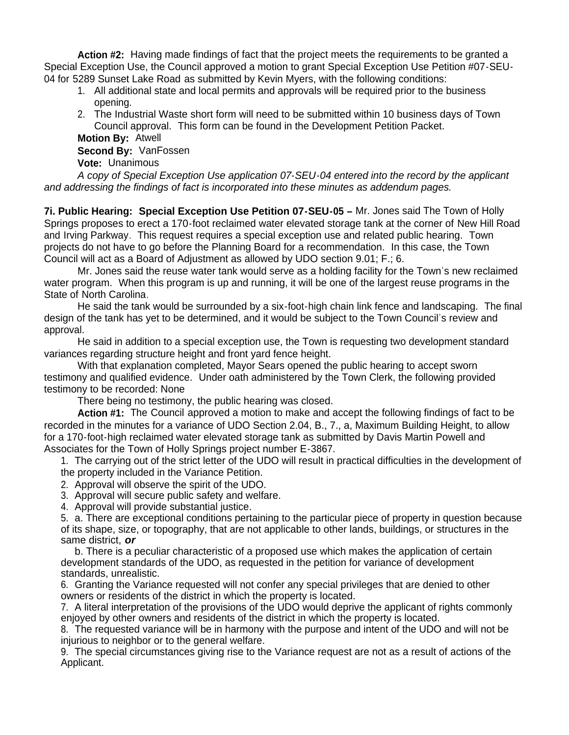**Action #2:** Having made findings of fact that the project meets the requirements to be granted a Special Exception Use, the Council approved a motion to grant Special Exception Use Petition #07-SEU-04 for 5289 Sunset Lake Road as submitted by Kevin Myers, with the following conditions:

1. All additional state and local permits and approvals will be required prior to the business opening.
2. The Industrial Waste short form will need to be submitted within 10 business days of Town Council approval. This form can be found in the Development Petition Packet.

**Motion By:** Atwell
**Second By:** VanFossen
**Vote:** Unanimous

*A copy of Special Exception Use application 07-SEU-04 entered into the record by the applicant and addressing the findings of fact is incorporated into these minutes as addendum pages.*

**7i. Public Hearing: Special Exception Use Petition 07-SEU-05 –** Mr. Jones said The Town of Holly Springs proposes to erect a 170-foot reclaimed water elevated storage tank at the corner of New Hill Road and Irving Parkway. This request requires a special exception use and related public hearing. Town projects do not have to go before the Planning Board for a recommendation. In this case, the Town Council will act as a Board of Adjustment as allowed by UDO section 9.01; F.; 6.

Mr. Jones said the reuse water tank would serve as a holding facility for the Town's new reclaimed water program. When this program is up and running, it will be one of the largest reuse programs in the State of North Carolina.

He said the tank would be surrounded by a six-foot-high chain link fence and landscaping. The final design of the tank has yet to be determined, and it would be subject to the Town Council's review and approval.

He said in addition to a special exception use, the Town is requesting two development standard variances regarding structure height and front yard fence height.

With that explanation completed, Mayor Sears opened the public hearing to accept sworn testimony and qualified evidence. Under oath administered by the Town Clerk, the following provided testimony to be recorded: None

There being no testimony, the public hearing was closed.

**Action #1:** The Council approved a motion to make and accept the following findings of fact to be recorded in the minutes for a variance of UDO Section 2.04, B., 7., a, Maximum Building Height, to allow for a 170-foot-high reclaimed water elevated storage tank as submitted by Davis Martin Powell and Associates for the Town of Holly Springs project number E-3867.

1. The carrying out of the strict letter of the UDO will result in practical difficulties in the development of the property included in the Variance Petition.
2. Approval will observe the spirit of the UDO.
3. Approval will secure public safety and welfare.
4. Approval will provide substantial justice.
5. a. There are exceptional conditions pertaining to the particular piece of property in question because of its shape, size, or topography, that are not applicable to other lands, buildings, or structures in the same district, ***or***

   b. There is a peculiar characteristic of a proposed use which makes the application of certain development standards of the UDO, as requested in the petition for variance of development standards, unrealistic.
6. Granting the Variance requested will not confer any special privileges that are denied to other owners or residents of the district in which the property is located.
7. A literal interpretation of the provisions of the UDO would deprive the applicant of rights commonly enjoyed by other owners and residents of the district in which the property is located.
8. The requested variance will be in harmony with the purpose and intent of the UDO and will not be injurious to neighbor or to the general welfare.
9. The special circumstances giving rise to the Variance request are not as a result of actions of the Applicant.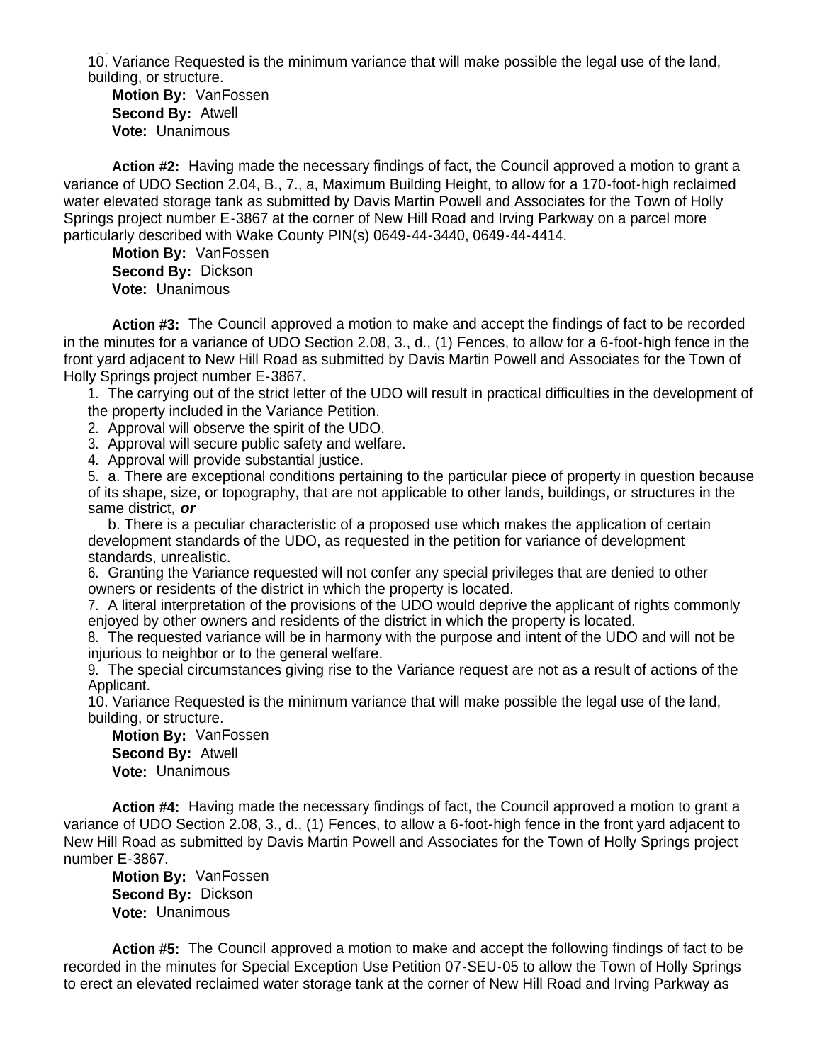10. Variance Requested is the minimum variance that will make possible the legal use of the land, building, or structure.

**Motion By:** VanFossen
**Second By:** Atwell
**Vote:** Unanimous

**Action #2:** Having made the necessary findings of fact, the Council approved a motion to grant a variance of UDO Section 2.04, B., 7., a, Maximum Building Height, to allow for a 170-foot-high reclaimed water elevated storage tank as submitted by Davis Martin Powell and Associates for the Town of Holly Springs project number E-3867 at the corner of New Hill Road and Irving Parkway on a parcel more particularly described with Wake County PIN(s) 0649-44-3440, 0649-44-4414.

**Motion By:** VanFossen
**Second By:** Dickson
**Vote:** Unanimous

**Action #3:** The Council approved a motion to make and accept the findings of fact to be recorded in the minutes for a variance of UDO Section 2.08, 3., d., (1) Fences, to allow for a 6-foot-high fence in the front yard adjacent to New Hill Road as submitted by Davis Martin Powell and Associates for the Town of Holly Springs project number E-3867.

1. The carrying out of the strict letter of the UDO will result in practical difficulties in the development of the property included in the Variance Petition.
2. Approval will observe the spirit of the UDO.
3. Approval will secure public safety and welfare.
4. Approval will provide substantial justice.
5. a. There are exceptional conditions pertaining to the particular piece of property in question because of its shape, size, or topography, that are not applicable to other lands, buildings, or structures in the same district, ***or***

   b. There is a peculiar characteristic of a proposed use which makes the application of certain development standards of the UDO, as requested in the petition for variance of development standards, unrealistic.
6. Granting the Variance requested will not confer any special privileges that are denied to other owners or residents of the district in which the property is located.
7. A literal interpretation of the provisions of the UDO would deprive the applicant of rights commonly enjoyed by other owners and residents of the district in which the property is located.
8. The requested variance will be in harmony with the purpose and intent of the UDO and will not be injurious to neighbor or to the general welfare.
9. The special circumstances giving rise to the Variance request are not as a result of actions of the Applicant.
10. Variance Requested is the minimum variance that will make possible the legal use of the land, building, or structure.

**Motion By:** VanFossen
**Second By:** Atwell
**Vote:** Unanimous

**Action #4:** Having made the necessary findings of fact, the Council approved a motion to grant a variance of UDO Section 2.08, 3., d., (1) Fences, to allow a 6-foot-high fence in the front yard adjacent to New Hill Road as submitted by Davis Martin Powell and Associates for the Town of Holly Springs project number E-3867.

**Motion By:** VanFossen
**Second By:** Dickson
**Vote:** Unanimous

**Action #5:** The Council approved a motion to make and accept the following findings of fact to be recorded in the minutes for Special Exception Use Petition 07-SEU-05 to allow the Town of Holly Springs to erect an elevated reclaimed water storage tank at the corner of New Hill Road and Irving Parkway as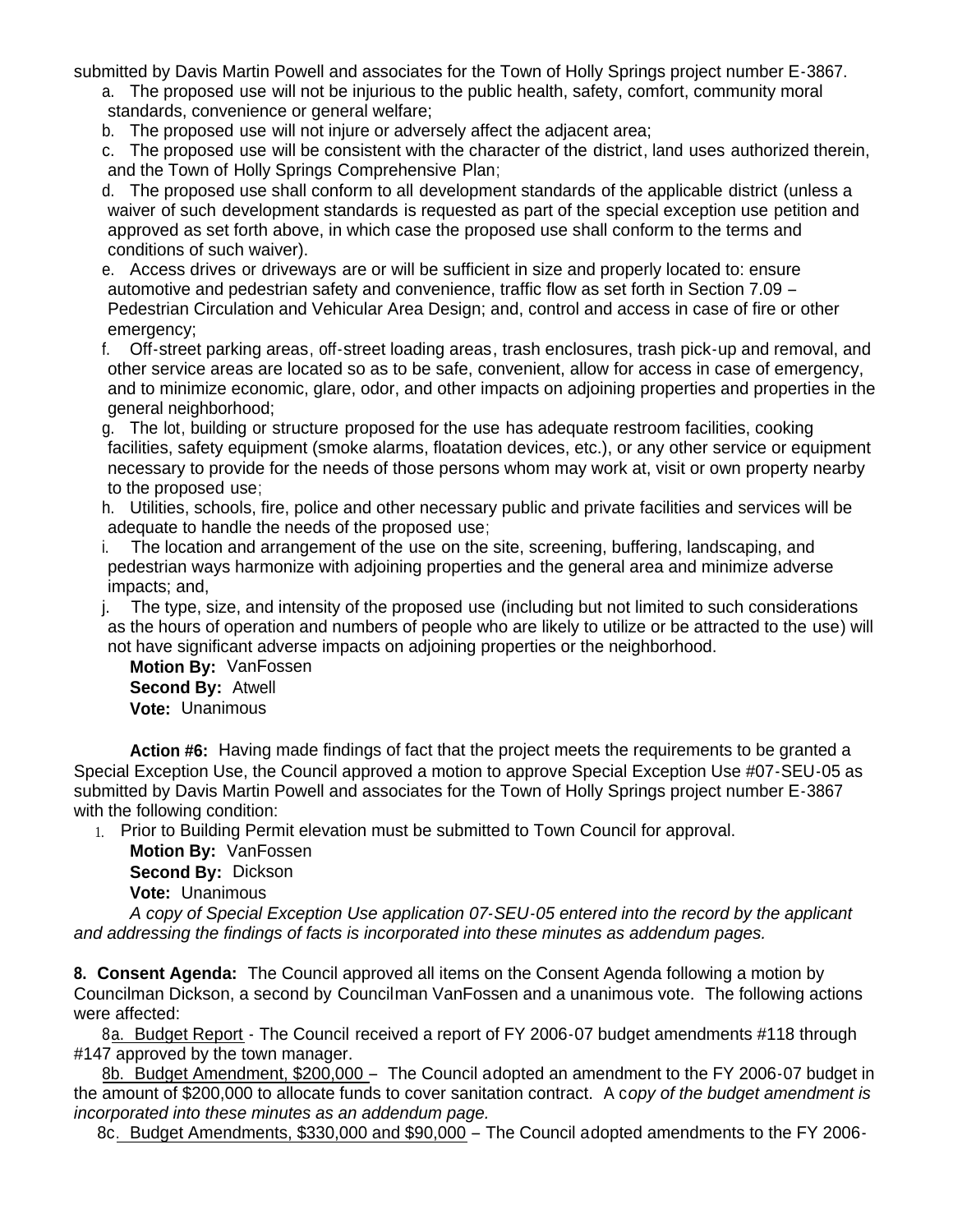submitted by Davis Martin Powell and associates for the Town of Holly Springs project number E-3867.

a. The proposed use will not be injurious to the public health, safety, comfort, community moral standards, convenience or general welfare;

b. The proposed use will not injure or adversely affect the adjacent area;

c. The proposed use will be consistent with the character of the district, land uses authorized therein, and the Town of Holly Springs Comprehensive Plan;

d. The proposed use shall conform to all development standards of the applicable district (unless a waiver of such development standards is requested as part of the special exception use petition and approved as set forth above, in which case the proposed use shall conform to the terms and conditions of such waiver).

e. Access drives or driveways are or will be sufficient in size and properly located to: ensure automotive and pedestrian safety and convenience, traffic flow as set forth in Section 7.09 – Pedestrian Circulation and Vehicular Area Design; and, control and access in case of fire or other emergency;

f. Off-street parking areas, off-street loading areas, trash enclosures, trash pick-up and removal, and other service areas are located so as to be safe, convenient, allow for access in case of emergency, and to minimize economic, glare, odor, and other impacts on adjoining properties and properties in the general neighborhood;

g. The lot, building or structure proposed for the use has adequate restroom facilities, cooking facilities, safety equipment (smoke alarms, floatation devices, etc.), or any other service or equipment necessary to provide for the needs of those persons whom may work at, visit or own property nearby to the proposed use;

h. Utilities, schools, fire, police and other necessary public and private facilities and services will be adequate to handle the needs of the proposed use;

i. The location and arrangement of the use on the site, screening, buffering, landscaping, and pedestrian ways harmonize with adjoining properties and the general area and minimize adverse impacts; and,

j. The type, size, and intensity of the proposed use (including but not limited to such considerations as the hours of operation and numbers of people who are likely to utilize or be attracted to the use) will not have significant adverse impacts on adjoining properties or the neighborhood.

**Motion By:** VanFossen
**Second By:** Atwell
**Vote:** Unanimous

**Action #6:** Having made findings of fact that the project meets the requirements to be granted a Special Exception Use, the Council approved a motion to approve Special Exception Use #07-SEU-05 as submitted by Davis Martin Powell and associates for the Town of Holly Springs project number E-3867 with the following condition:

1. Prior to Building Permit elevation must be submitted to Town Council for approval.

**Motion By:** VanFossen
**Second By:** Dickson
**Vote:** Unanimous

*A copy of Special Exception Use application 07-SEU-05 entered into the record by the applicant and addressing the findings of facts is incorporated into these minutes as addendum pages.*

**8. Consent Agenda:** The Council approved all items on the Consent Agenda following a motion by Councilman Dickson, a second by Councilman VanFossen and a unanimous vote. The following actions were affected:

8a. Budget Report - The Council received a report of FY 2006-07 budget amendments #118 through #147 approved by the town manager.

8b. Budget Amendment, $200,000 – The Council adopted an amendment to the FY 2006-07 budget in the amount of $200,000 to allocate funds to cover sanitation contract. A c*opy of the budget amendment is incorporated into these minutes as an addendum page.*

8c. Budget Amendments, $330,000 and $90,000 – The Council adopted amendments to the FY 2006-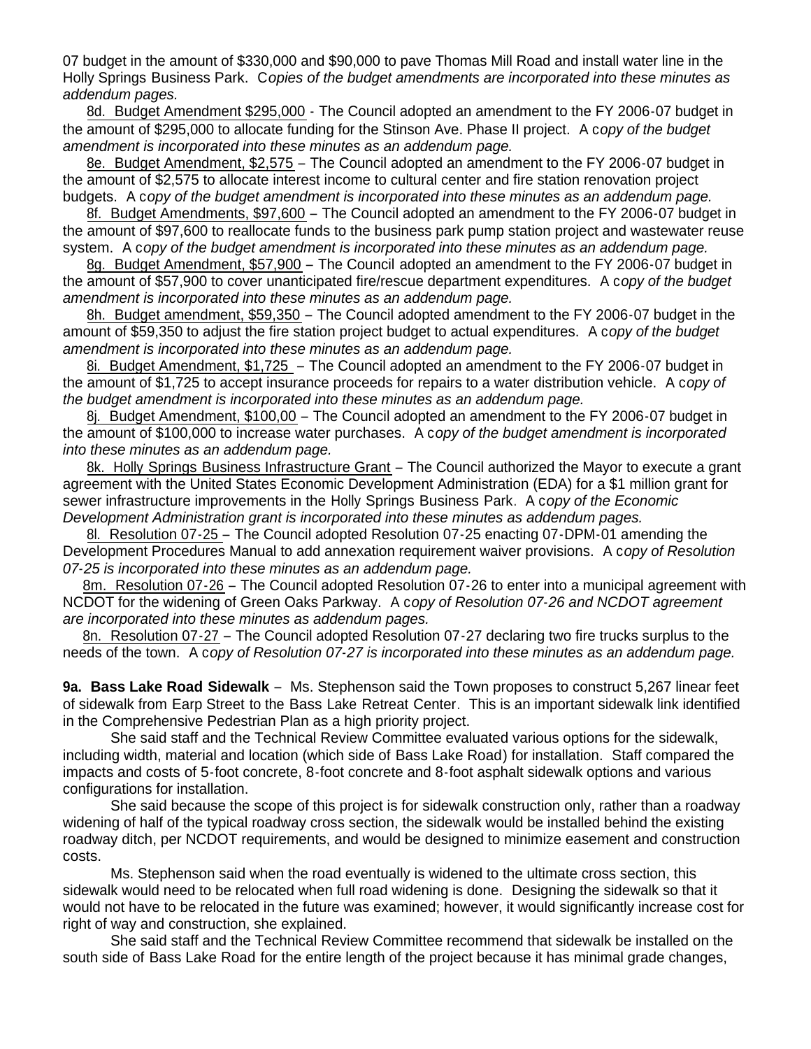07 budget in the amount of $330,000 and $90,000 to pave Thomas Mill Road and install water line in the Holly Springs Business Park. C*opies of the budget amendments are incorporated into these minutes as addendum pages.*

8d. Budget Amendment $295,000 - The Council adopted an amendment to the FY 2006-07 budget in the amount of $295,000 to allocate funding for the Stinson Ave. Phase II project. A c*opy of the budget amendment is incorporated into these minutes as an addendum page.*

8e. Budget Amendment, $2,575 – The Council adopted an amendment to the FY 2006-07 budget in the amount of $2,575 to allocate interest income to cultural center and fire station renovation project budgets. A c*opy of the budget amendment is incorporated into these minutes as an addendum page.*

8f. Budget Amendments, $97,600 – The Council adopted an amendment to the FY 2006-07 budget in the amount of $97,600 to reallocate funds to the business park pump station project and wastewater reuse system. A c*opy of the budget amendment is incorporated into these minutes as an addendum page.*

8g. Budget Amendment, $57,900 – The Council adopted an amendment to the FY 2006-07 budget in the amount of $57,900 to cover unanticipated fire/rescue department expenditures. A c*opy of the budget amendment is incorporated into these minutes as an addendum page.*

8h. Budget amendment, $59,350 – The Council adopted amendment to the FY 2006-07 budget in the amount of $59,350 to adjust the fire station project budget to actual expenditures. A c*opy of the budget amendment is incorporated into these minutes as an addendum page.*

8i. Budget Amendment, $1,725 – The Council adopted an amendment to the FY 2006-07 budget in the amount of $1,725 to accept insurance proceeds for repairs to a water distribution vehicle. A c*opy of the budget amendment is incorporated into these minutes as an addendum page.*

8j. Budget Amendment, $100,00 – The Council adopted an amendment to the FY 2006-07 budget in the amount of $100,000 to increase water purchases. A c*opy of the budget amendment is incorporated into these minutes as an addendum page.*

8k. Holly Springs Business Infrastructure Grant – The Council authorized the Mayor to execute a grant agreement with the United States Economic Development Administration (EDA) for a $1 million grant for sewer infrastructure improvements in the Holly Springs Business Park. A c*opy of the Economic Development Administration grant is incorporated into these minutes as addendum pages.*

8l. Resolution 07-25 – The Council adopted Resolution 07-25 enacting 07-DPM-01 amending the Development Procedures Manual to add annexation requirement waiver provisions. A c*opy of Resolution 07-25 is incorporated into these minutes as an addendum page.*

8m. Resolution 07-26 – The Council adopted Resolution 07-26 to enter into a municipal agreement with NCDOT for the widening of Green Oaks Parkway. A c*opy of Resolution 07-26 and NCDOT agreement are incorporated into these minutes as addendum pages.*

8n. Resolution 07-27 – The Council adopted Resolution 07-27 declaring two fire trucks surplus to the needs of the town. A c*opy of Resolution 07-27 is incorporated into these minutes as an addendum page.*

**9a. Bass Lake Road Sidewalk** – Ms. Stephenson said the Town proposes to construct 5,267 linear feet of sidewalk from Earp Street to the Bass Lake Retreat Center. This is an important sidewalk link identified in the Comprehensive Pedestrian Plan as a high priority project.

She said staff and the Technical Review Committee evaluated various options for the sidewalk, including width, material and location (which side of Bass Lake Road) for installation. Staff compared the impacts and costs of 5-foot concrete, 8-foot concrete and 8-foot asphalt sidewalk options and various configurations for installation.

She said because the scope of this project is for sidewalk construction only, rather than a roadway widening of half of the typical roadway cross section, the sidewalk would be installed behind the existing roadway ditch, per NCDOT requirements, and would be designed to minimize easement and construction costs.

Ms. Stephenson said when the road eventually is widened to the ultimate cross section, this sidewalk would need to be relocated when full road widening is done. Designing the sidewalk so that it would not have to be relocated in the future was examined; however, it would significantly increase cost for right of way and construction, she explained.

She said staff and the Technical Review Committee recommend that sidewalk be installed on the south side of Bass Lake Road for the entire length of the project because it has minimal grade changes,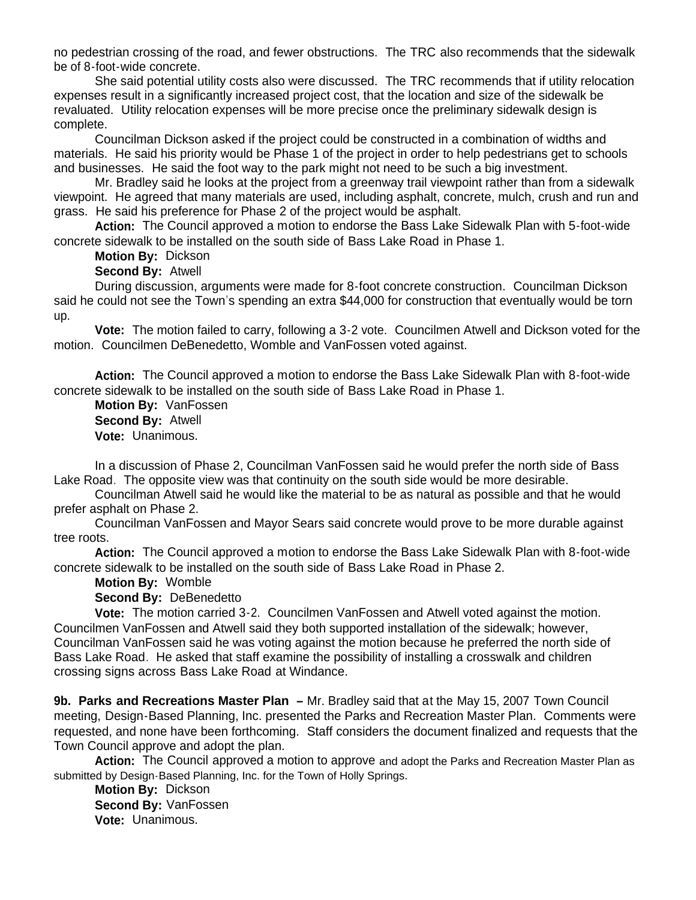no pedestrian crossing of the road, and fewer obstructions. The TRC also recommends that the sidewalk be of 8-foot-wide concrete.

She said potential utility costs also were discussed. The TRC recommends that if utility relocation expenses result in a significantly increased project cost, that the location and size of the sidewalk be revaluated. Utility relocation expenses will be more precise once the preliminary sidewalk design is complete.

Councilman Dickson asked if the project could be constructed in a combination of widths and materials. He said his priority would be Phase 1 of the project in order to help pedestrians get to schools and businesses. He said the foot way to the park might not need to be such a big investment.

Mr. Bradley said he looks at the project from a greenway trail viewpoint rather than from a sidewalk viewpoint. He agreed that many materials are used, including asphalt, concrete, mulch, crush and run and grass. He said his preference for Phase 2 of the project would be asphalt.

**Action:** The Council approved a motion to endorse the Bass Lake Sidewalk Plan with 5-foot-wide concrete sidewalk to be installed on the south side of Bass Lake Road in Phase 1.

**Motion By:** Dickson
**Second By:** Atwell

During discussion, arguments were made for 8-foot concrete construction. Councilman Dickson said he could not see the Town's spending an extra $44,000 for construction that eventually would be torn up.

**Vote:** The motion failed to carry, following a 3-2 vote. Councilmen Atwell and Dickson voted for the motion. Councilmen DeBenedetto, Womble and VanFossen voted against.

**Action:** The Council approved a motion to endorse the Bass Lake Sidewalk Plan with 8-foot-wide concrete sidewalk to be installed on the south side of Bass Lake Road in Phase 1.

**Motion By:** VanFossen
**Second By:** Atwell
**Vote:** Unanimous.

In a discussion of Phase 2, Councilman VanFossen said he would prefer the north side of Bass Lake Road. The opposite view was that continuity on the south side would be more desirable.

Councilman Atwell said he would like the material to be as natural as possible and that he would prefer asphalt on Phase 2.

Councilman VanFossen and Mayor Sears said concrete would prove to be more durable against tree roots.

**Action:** The Council approved a motion to endorse the Bass Lake Sidewalk Plan with 8-foot-wide concrete sidewalk to be installed on the south side of Bass Lake Road in Phase 2.

**Motion By:** Womble
**Second By:** DeBenedetto

**Vote:** The motion carried 3-2. Councilmen VanFossen and Atwell voted against the motion. Councilmen VanFossen and Atwell said they both supported installation of the sidewalk; however, Councilman VanFossen said he was voting against the motion because he preferred the north side of Bass Lake Road. He asked that staff examine the possibility of installing a crosswalk and children crossing signs across Bass Lake Road at Windance.

**9b. Parks and Recreations Master Plan –** Mr. Bradley said that at the May 15, 2007 Town Council meeting, Design-Based Planning, Inc. presented the Parks and Recreation Master Plan. Comments were requested, and none have been forthcoming. Staff considers the document finalized and requests that the Town Council approve and adopt the plan.

**Action:** The Council approved a motion to approve and adopt the Parks and Recreation Master Plan as submitted by Design-Based Planning, Inc. for the Town of Holly Springs.

**Motion By:** Dickson
**Second By:** VanFossen
**Vote:** Unanimous.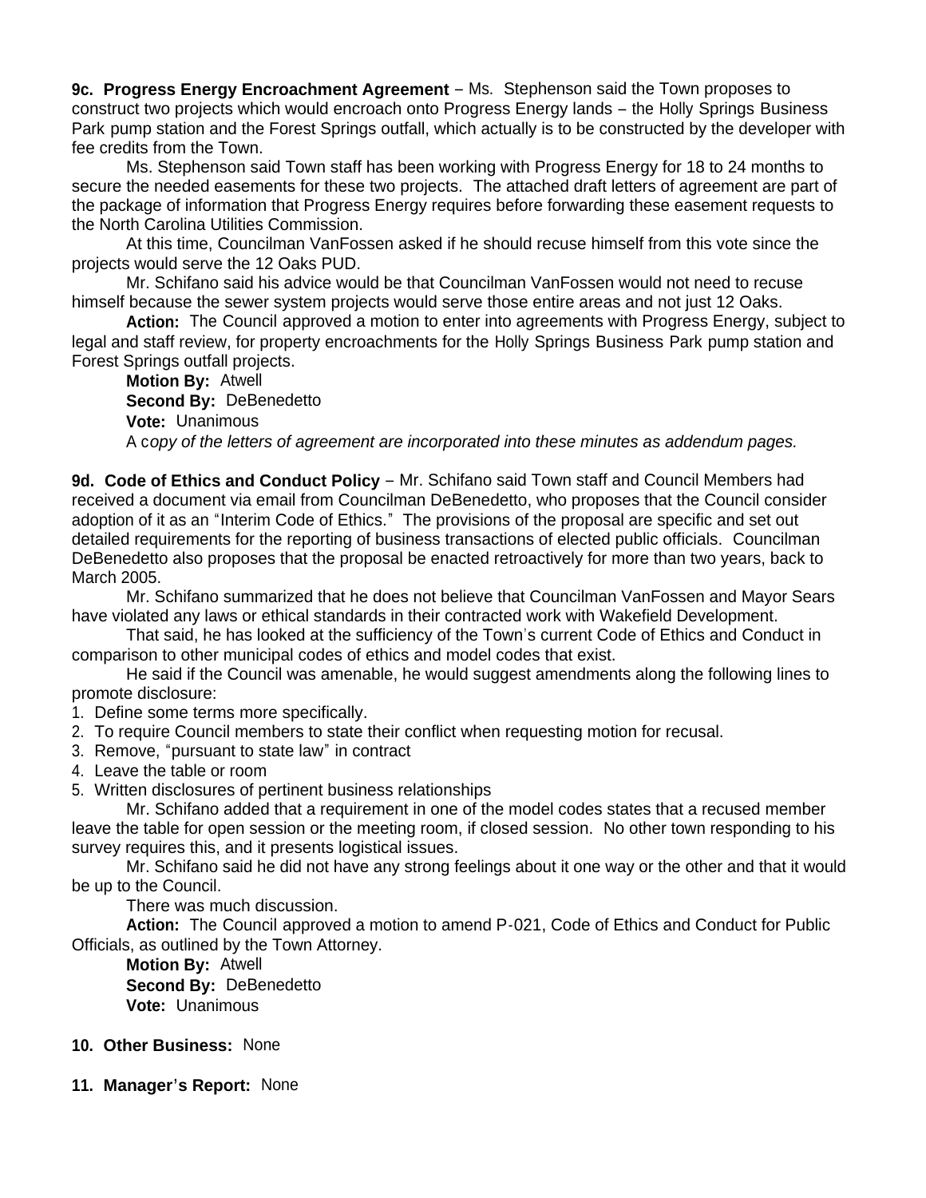**9c. Progress Energy Encroachment Agreement** – Ms. Stephenson said the Town proposes to construct two projects which would encroach onto Progress Energy lands – the Holly Springs Business Park pump station and the Forest Springs outfall, which actually is to be constructed by the developer with fee credits from the Town.

Ms. Stephenson said Town staff has been working with Progress Energy for 18 to 24 months to secure the needed easements for these two projects. The attached draft letters of agreement are part of the package of information that Progress Energy requires before forwarding these easement requests to the North Carolina Utilities Commission.

At this time, Councilman VanFossen asked if he should recuse himself from this vote since the projects would serve the 12 Oaks PUD.

Mr. Schifano said his advice would be that Councilman VanFossen would not need to recuse himself because the sewer system projects would serve those entire areas and not just 12 Oaks.

**Action:** The Council approved a motion to enter into agreements with Progress Energy, subject to legal and staff review, for property encroachments for the Holly Springs Business Park pump station and Forest Springs outfall projects.

**Motion By:** Atwell
**Second By:** DeBenedetto
**Vote:** Unanimous
A c*opy of the letters of agreement are incorporated into these minutes as addendum pages.*

**9d. Code of Ethics and Conduct Policy** – Mr. Schifano said Town staff and Council Members had received a document via email from Councilman DeBenedetto, who proposes that the Council consider adoption of it as an "Interim Code of Ethics." The provisions of the proposal are specific and set out detailed requirements for the reporting of business transactions of elected public officials. Councilman DeBenedetto also proposes that the proposal be enacted retroactively for more than two years, back to March 2005.

Mr. Schifano summarized that he does not believe that Councilman VanFossen and Mayor Sears have violated any laws or ethical standards in their contracted work with Wakefield Development.

That said, he has looked at the sufficiency of the Town's current Code of Ethics and Conduct in comparison to other municipal codes of ethics and model codes that exist.

He said if the Council was amenable, he would suggest amendments along the following lines to promote disclosure:

1. Define some terms more specifically.
2. To require Council members to state their conflict when requesting motion for recusal.
3. Remove, "pursuant to state law" in contract
4. Leave the table or room
5. Written disclosures of pertinent business relationships

Mr. Schifano added that a requirement in one of the model codes states that a recused member leave the table for open session or the meeting room, if closed session. No other town responding to his survey requires this, and it presents logistical issues.

Mr. Schifano said he did not have any strong feelings about it one way or the other and that it would be up to the Council.

There was much discussion.

**Action:** The Council approved a motion to amend P-021, Code of Ethics and Conduct for Public Officials, as outlined by the Town Attorney.

**Motion By:** Atwell
**Second By:** DeBenedetto
**Vote:** Unanimous

**10. Other Business:** None

**11. Manager's Report:** None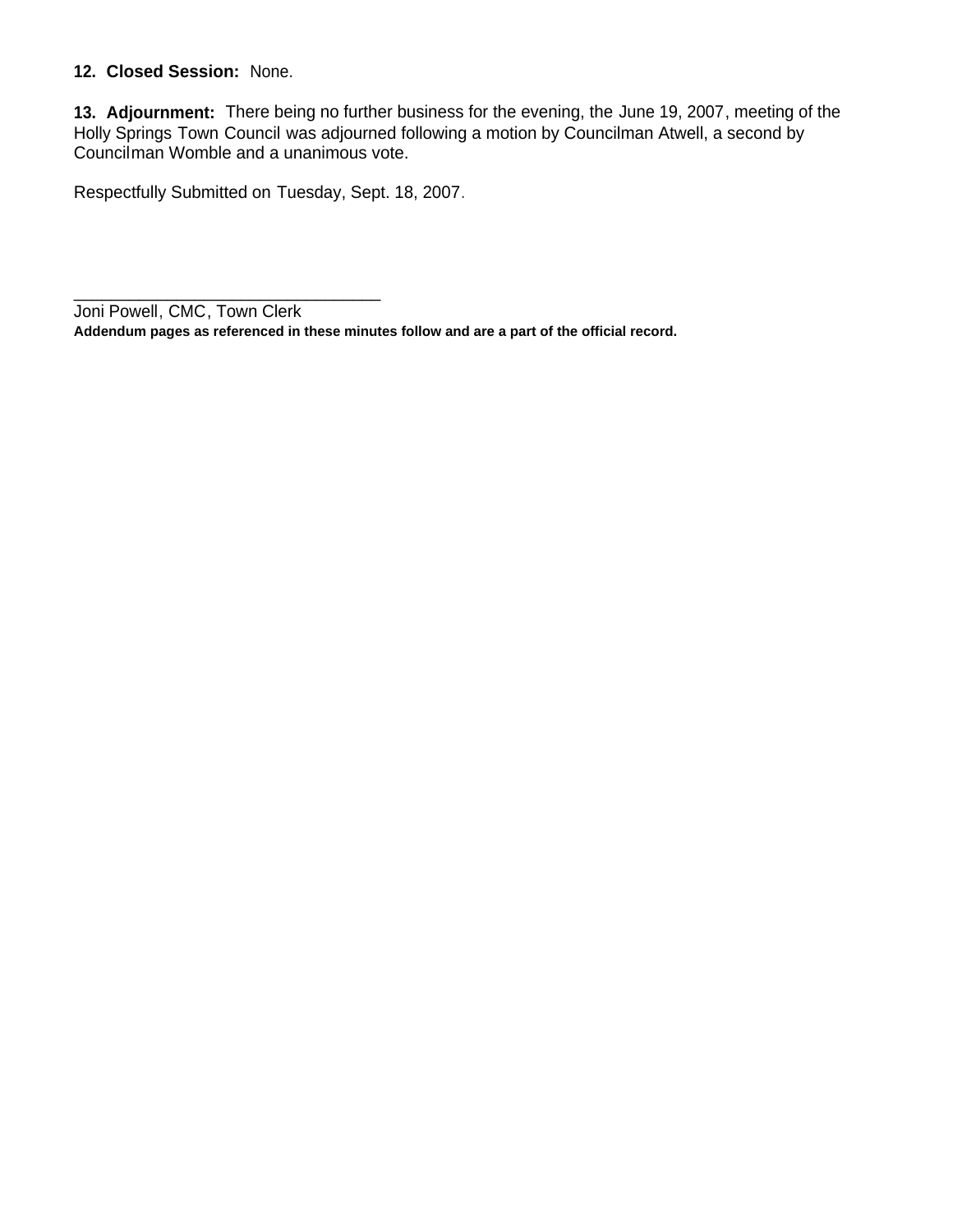**12. Closed Session:** None.

**13. Adjournment:** There being no further business for the evening, the June 19, 2007, meeting of the Holly Springs Town Council was adjourned following a motion by Councilman Atwell, a second by Councilman Womble and a unanimous vote.

Respectfully Submitted on Tuesday, Sept. 18, 2007.

_________________________________

Joni Powell, CMC, Town Clerk

**Addendum pages as referenced in these minutes follow and are a part of the official record.**